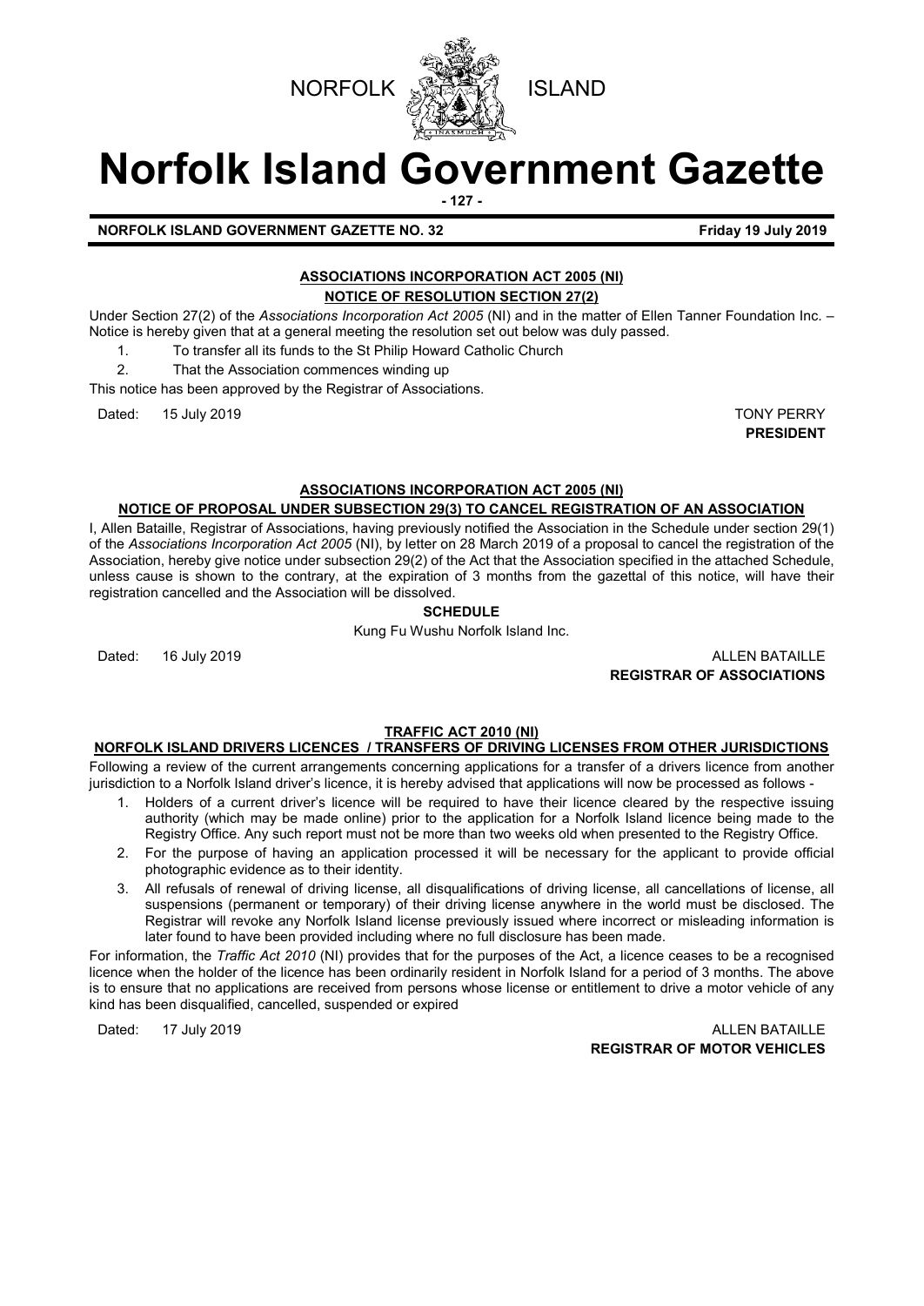NORFOLK ISLAND

# Norfolk Island Government Gazette

**NORFOLK ISLAND GOVERNMENT GAZETTE NO. 32** **Friday 19 July 2019**

## ASSOCIATIONS INCORPORATION ACT 2005 (NI)

### NOTICE OF RESOLUTION SECTION 27(2)

Under Section 27(2) of the *Associations Incorporation Act 2005* (NI) and in the matter of Ellen Tanner Foundation Inc. – Notice is hereby given that at a general meeting the resolution set out below was duly passed.

1. To transfer all its funds to the St Philip Howard Catholic Church
2. That the Association commences winding up

This notice has been approved by the Registrar of Associations.

Dated: 15 July 2019

TONY PERRY
**PRESIDENT**

## ASSOCIATIONS INCORPORATION ACT 2005 (NI)

### NOTICE OF PROPOSAL UNDER SUBSECTION 29(3) TO CANCEL REGISTRATION OF AN ASSOCIATION

I, Allen Bataille, Registrar of Associations, having previously notified the Association in the Schedule under section 29(1) of the *Associations Incorporation Act 2005* (NI), by letter on 28 March 2019 of a proposal to cancel the registration of the Association, hereby give notice under subsection 29(2) of the Act that the Association specified in the attached Schedule, unless cause is shown to the contrary, at the expiration of 3 months from the gazettal of this notice, will have their registration cancelled and the Association will be dissolved.

**SCHEDULE**

Kung Fu Wushu Norfolk Island Inc.

Dated: 16 July 2019

ALLEN BATAILLE
**REGISTRAR OF ASSOCIATIONS**

## TRAFFIC ACT 2010 (NI)

### NORFOLK ISLAND DRIVERS LICENCES / TRANSFERS OF DRIVING LICENSES FROM OTHER JURISDICTIONS

Following a review of the current arrangements concerning applications for a transfer of a drivers licence from another jurisdiction to a Norfolk Island driver's licence, it is hereby advised that applications will now be processed as follows -

1. Holders of a current driver's licence will be required to have their licence cleared by the respective issuing authority (which may be made online) prior to the application for a Norfolk Island licence being made to the Registry Office. Any such report must not be more than two weeks old when presented to the Registry Office.
2. For the purpose of having an application processed it will be necessary for the applicant to provide official photographic evidence as to their identity.
3. All refusals of renewal of driving license, all disqualifications of driving license, all cancellations of license, all suspensions (permanent or temporary) of their driving license anywhere in the world must be disclosed. The Registrar will revoke any Norfolk Island license previously issued where incorrect or misleading information is later found to have been provided including where no full disclosure has been made.

For information, the *Traffic Act 2010* (NI) provides that for the purposes of the Act, a licence ceases to be a recognised licence when the holder of the licence has been ordinarily resident in Norfolk Island for a period of 3 months. The above is to ensure that no applications are received from persons whose license or entitlement to drive a motor vehicle of any kind has been disqualified, cancelled, suspended or expired

Dated: 17 July 2019

ALLEN BATAILLE
**REGISTRAR OF MOTOR VEHICLES**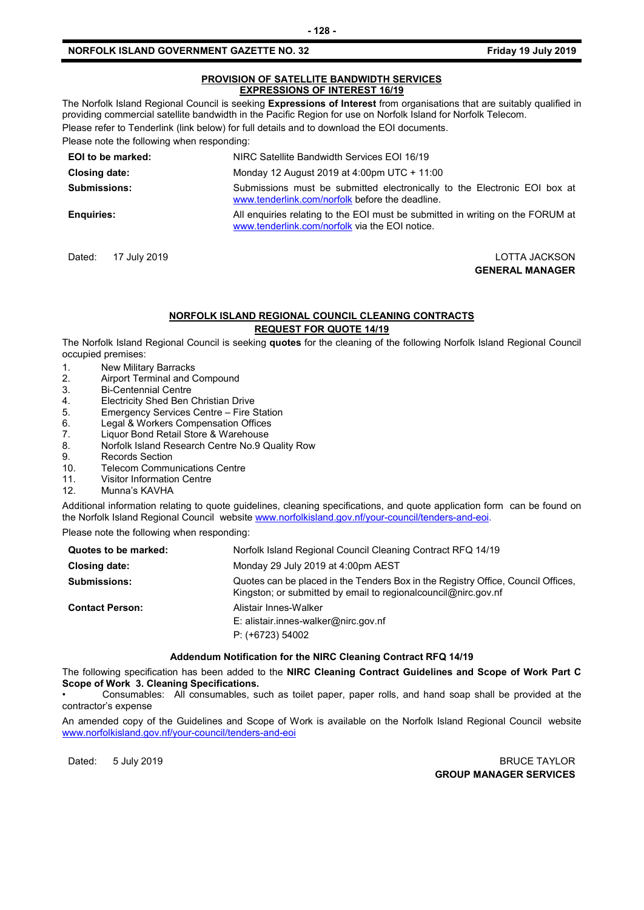## PROVISION OF SATELLITE BANDWIDTH SERVICES
## EXPRESSIONS OF INTEREST 16/19

The Norfolk Island Regional Council is seeking **Expressions of Interest** from organisations that are suitably qualified in providing commercial satellite bandwidth in the Pacific Region for use on Norfolk Island for Norfolk Telecom.

Please refer to Tenderlink (link below) for full details and to download the EOI documents.

Please note the following when responding:

| | |
|---|---|
| **EOI to be marked:** | NIRC Satellite Bandwidth Services EOI 16/19 |
| **Closing date:** | Monday 12 August 2019 at 4:00pm UTC + 11:00 |
| **Submissions:** | Submissions must be submitted electronically to the Electronic EOI box at www.tenderlink.com/norfolk before the deadline. |
| **Enquiries:** | All enquiries relating to the EOI must be submitted in writing on the FORUM at www.tenderlink.com/norfolk via the EOI notice. |

Dated: 17 July 2019

LOTTA JACKSON
**GENERAL MANAGER**

## NORFOLK ISLAND REGIONAL COUNCIL CLEANING CONTRACTS
## REQUEST FOR QUOTE 14/19

The Norfolk Island Regional Council is seeking **quotes** for the cleaning of the following Norfolk Island Regional Council occupied premises:

1. New Military Barracks
2. Airport Terminal and Compound
3. Bi-Centennial Centre
4. Electricity Shed Ben Christian Drive
5. Emergency Services Centre – Fire Station
6. Legal & Workers Compensation Offices
7. Liquor Bond Retail Store & Warehouse
8. Norfolk Island Research Centre No.9 Quality Row
9. Records Section
10. Telecom Communications Centre
11. Visitor Information Centre
12. Munna's KAVHA

Additional information relating to quote guidelines, cleaning specifications, and quote application form can be found on the Norfolk Island Regional Council website www.norfolkisland.gov.nf/your-council/tenders-and-eoi.

Please note the following when responding:

| | |
|---|---|
| **Quotes to be marked:** | Norfolk Island Regional Council Cleaning Contract RFQ 14/19 |
| **Closing date:** | Monday 29 July 2019 at 4:00pm AEST |
| **Submissions:** | Quotes can be placed in the Tenders Box in the Registry Office, Council Offices, Kingston; or submitted by email to regionalcouncil@nirc.gov.nf |
| **Contact Person:** | Alistair Innes-Walker<br>E: alistair.innes-walker@nirc.gov.nf<br>P: (+6723) 54002 |

### Addendum Notification for the NIRC Cleaning Contract RFQ 14/19

The following specification has been added to the **NIRC Cleaning Contract Guidelines and Scope of Work Part C Scope of Work 3. Cleaning Specifications.**

- Consumables: All consumables, such as toilet paper, paper rolls, and hand soap shall be provided at the contractor's expense

An amended copy of the Guidelines and Scope of Work is available on the Norfolk Island Regional Council website www.norfolkisland.gov.nf/your-council/tenders-and-eoi

Dated: 5 July 2019

BRUCE TAYLOR
**GROUP MANAGER SERVICES**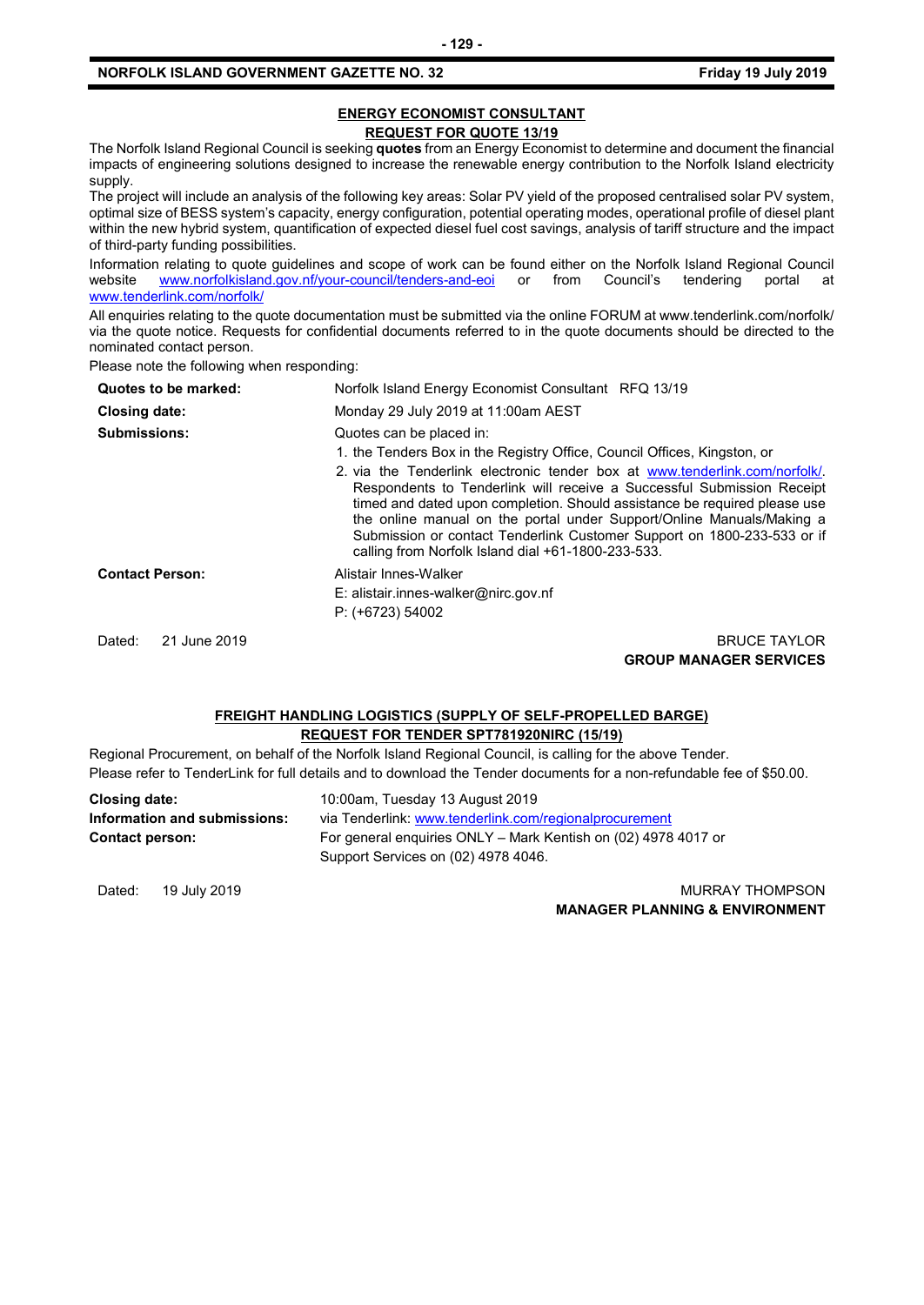## ENERGY ECONOMIST CONSULTANT

### REQUEST FOR QUOTE 13/19

The Norfolk Island Regional Council is seeking **quotes** from an Energy Economist to determine and document the financial impacts of engineering solutions designed to increase the renewable energy contribution to the Norfolk Island electricity supply.

The project will include an analysis of the following key areas: Solar PV yield of the proposed centralised solar PV system, optimal size of BESS system's capacity, energy configuration, potential operating modes, operational profile of diesel plant within the new hybrid system, quantification of expected diesel fuel cost savings, analysis of tariff structure and the impact of third-party funding possibilities.

Information relating to quote guidelines and scope of work can be found either on the Norfolk Island Regional Council website [www.norfolkisland.gov.nf/your-council/tenders-and-eoi](www.norfolkisland.gov.nf/your-council/tenders-and-eoi) or from Council's tendering portal at [www.tenderlink.com/norfolk/](www.tenderlink.com/norfolk/)

All enquiries relating to the quote documentation must be submitted via the online FORUM at www.tenderlink.com/norfolk/ via the quote notice. Requests for confidential documents referred to in the quote documents should be directed to the nominated contact person.

Please note the following when responding:

**Quotes to be marked:** Norfolk Island Energy Economist Consultant RFQ 13/19

**Closing date:** Monday 29 July 2019 at 11:00am AEST

**Submissions:** Quotes can be placed in:

1. the Tenders Box in the Registry Office, Council Offices, Kingston, or
2. via the Tenderlink electronic tender box at [www.tenderlink.com/norfolk/](www.tenderlink.com/norfolk/). Respondents to Tenderlink will receive a Successful Submission Receipt timed and dated upon completion. Should assistance be required please use the online manual on the portal under Support/Online Manuals/Making a Submission or contact Tenderlink Customer Support on 1800-233-533 or if calling from Norfolk Island dial +61-1800-233-533.

**Contact Person:** Alistair Innes-Walker
E: alistair.innes-walker@nirc.gov.nf
P: (+6723) 54002

Dated: 21 June 2019

BRUCE TAYLOR
**GROUP MANAGER SERVICES**

## FREIGHT HANDLING LOGISTICS (SUPPLY OF SELF-PROPELLED BARGE)

### REQUEST FOR TENDER SPT781920NIRC (15/19)

Regional Procurement, on behalf of the Norfolk Island Regional Council, is calling for the above Tender.
Please refer to TenderLink for full details and to download the Tender documents for a non-refundable fee of $50.00.

**Closing date:** 10:00am, Tuesday 13 August 2019

**Information and submissions:** via Tenderlink: [www.tenderlink.com/regionalprocurement](www.tenderlink.com/regionalprocurement)

**Contact person:** For general enquiries ONLY – Mark Kentish on (02) 4978 4017 or Support Services on (02) 4978 4046.

Dated: 19 July 2019

MURRAY THOMPSON
**MANAGER PLANNING & ENVIRONMENT**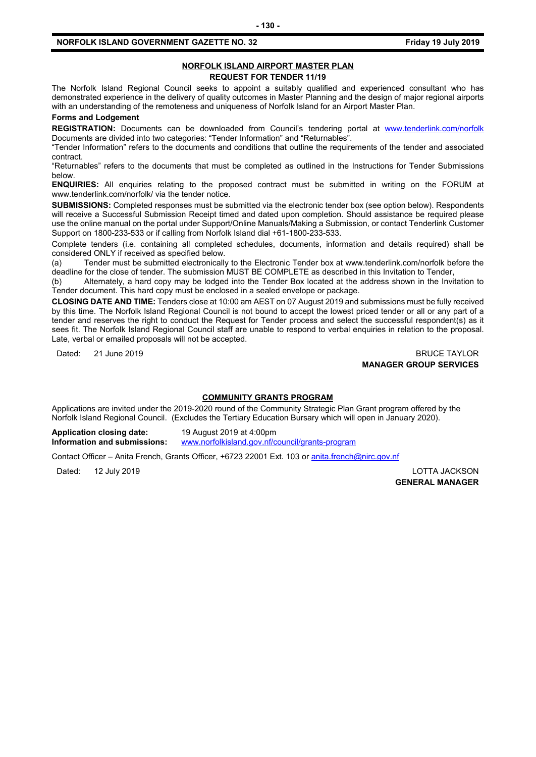## NORFOLK ISLAND AIRPORT MASTER PLAN

## REQUEST FOR TENDER 11/19

The Norfolk Island Regional Council seeks to appoint a suitably qualified and experienced consultant who has demonstrated experience in the delivery of quality outcomes in Master Planning and the design of major regional airports with an understanding of the remoteness and uniqueness of Norfolk Island for an Airport Master Plan.

**Forms and Lodgement**

**REGISTRATION:** Documents can be downloaded from Council's tendering portal at www.tenderlink.com/norfolk Documents are divided into two categories: "Tender Information" and "Returnables".

"Tender Information" refers to the documents and conditions that outline the requirements of the tender and associated contract.

"Returnables" refers to the documents that must be completed as outlined in the Instructions for Tender Submissions below.

**ENQUIRIES:** All enquiries relating to the proposed contract must be submitted in writing on the FORUM at www.tenderlink.com/norfolk/ via the tender notice.

**SUBMISSIONS:** Completed responses must be submitted via the electronic tender box (see option below). Respondents will receive a Successful Submission Receipt timed and dated upon completion. Should assistance be required please use the online manual on the portal under Support/Online Manuals/Making a Submission, or contact Tenderlink Customer Support on 1800-233-533 or if calling from Norfolk Island dial +61-1800-233-533.

Complete tenders (i.e. containing all completed schedules, documents, information and details required) shall be considered ONLY if received as specified below.

(a) Tender must be submitted electronically to the Electronic Tender box at www.tenderlink.com/norfolk before the deadline for the close of tender. The submission MUST BE COMPLETE as described in this Invitation to Tender,

(b) Alternately, a hard copy may be lodged into the Tender Box located at the address shown in the Invitation to Tender document. This hard copy must be enclosed in a sealed envelope or package.

**CLOSING DATE AND TIME:** Tenders close at 10:00 am AEST on 07 August 2019 and submissions must be fully received by this time. The Norfolk Island Regional Council is not bound to accept the lowest priced tender or all or any part of a tender and reserves the right to conduct the Request for Tender process and select the successful respondent(s) as it sees fit. The Norfolk Island Regional Council staff are unable to respond to verbal enquiries in relation to the proposal. Late, verbal or emailed proposals will not be accepted.

Dated: 21 June 2019

BRUCE TAYLOR
**MANAGER GROUP SERVICES**

## COMMUNITY GRANTS PROGRAM

Applications are invited under the 2019-2020 round of the Community Strategic Plan Grant program offered by the Norfolk Island Regional Council. (Excludes the Tertiary Education Bursary which will open in January 2020).

**Application closing date:** 19 August 2019 at 4:00pm
**Information and submissions:** www.norfolkisland.gov.nf/council/grants-program

Contact Officer – Anita French, Grants Officer, +6723 22001 Ext. 103 or anita.french@nirc.gov.nf

Dated: 12 July 2019

LOTTA JACKSON
**GENERAL MANAGER**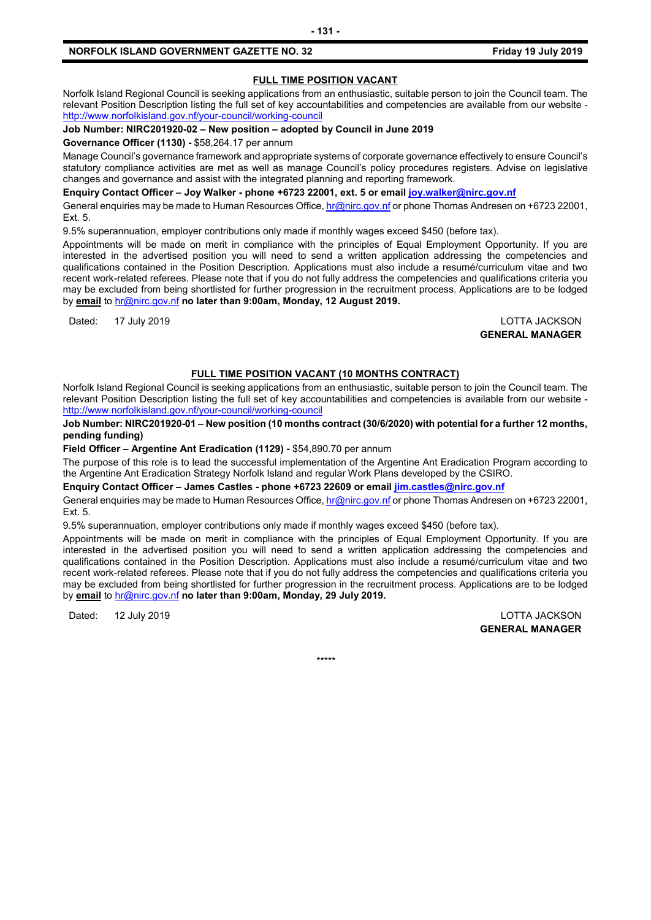## FULL TIME POSITION VACANT

Norfolk Island Regional Council is seeking applications from an enthusiastic, suitable person to join the Council team. The relevant Position Description listing the full set of key accountabilities and competencies are available from our website - http://www.norfolkisland.gov.nf/your-council/working-council

**Job Number: NIRC201920-02 – New position – adopted by Council in June 2019**

**Governance Officer (1130) -** $58,264.17 per annum

Manage Council's governance framework and appropriate systems of corporate governance effectively to ensure Council's statutory compliance activities are met as well as manage Council's policy procedures registers. Advise on legislative changes and governance and assist with the integrated planning and reporting framework.

**Enquiry Contact Officer – Joy Walker - phone +6723 22001, ext. 5 or email joy.walker@nirc.gov.nf**

General enquiries may be made to Human Resources Office, hr@nirc.gov.nf or phone Thomas Andresen on +6723 22001, Ext. 5.

9.5% superannuation, employer contributions only made if monthly wages exceed $450 (before tax).

Appointments will be made on merit in compliance with the principles of Equal Employment Opportunity. If you are interested in the advertised position you will need to send a written application addressing the competencies and qualifications contained in the Position Description. Applications must also include a resumé/curriculum vitae and two recent work-related referees. Please note that if you do not fully address the competencies and qualifications criteria you may be excluded from being shortlisted for further progression in the recruitment process. Applications are to be lodged by **email** to hr@nirc.gov.nf **no later than 9:00am, Monday, 12 August 2019.**

Dated: 17 July 2019

LOTTA JACKSON
**GENERAL MANAGER**

## FULL TIME POSITION VACANT (10 MONTHS CONTRACT)

Norfolk Island Regional Council is seeking applications from an enthusiastic, suitable person to join the Council team. The relevant Position Description listing the full set of key accountabilities and competencies is available from our website - http://www.norfolkisland.gov.nf/your-council/working-council

**Job Number: NIRC201920-01 – New position (10 months contract (30/6/2020) with potential for a further 12 months, pending funding)**

**Field Officer – Argentine Ant Eradication (1129) -** $54,890.70 per annum

The purpose of this role is to lead the successful implementation of the Argentine Ant Eradication Program according to the Argentine Ant Eradication Strategy Norfolk Island and regular Work Plans developed by the CSIRO.

**Enquiry Contact Officer – James Castles - phone +6723 22609 or email jim.castles@nirc.gov.nf**

General enquiries may be made to Human Resources Office, hr@nirc.gov.nf or phone Thomas Andresen on +6723 22001, Ext. 5.

9.5% superannuation, employer contributions only made if monthly wages exceed $450 (before tax).

Appointments will be made on merit in compliance with the principles of Equal Employment Opportunity. If you are interested in the advertised position you will need to send a written application addressing the competencies and qualifications contained in the Position Description. Applications must also include a resumé/curriculum vitae and two recent work-related referees. Please note that if you do not fully address the competencies and qualifications criteria you may be excluded from being shortlisted for further progression in the recruitment process. Applications are to be lodged by **email** to hr@nirc.gov.nf **no later than 9:00am, Monday, 29 July 2019.**

Dated: 12 July 2019

LOTTA JACKSON
**GENERAL MANAGER**

*****